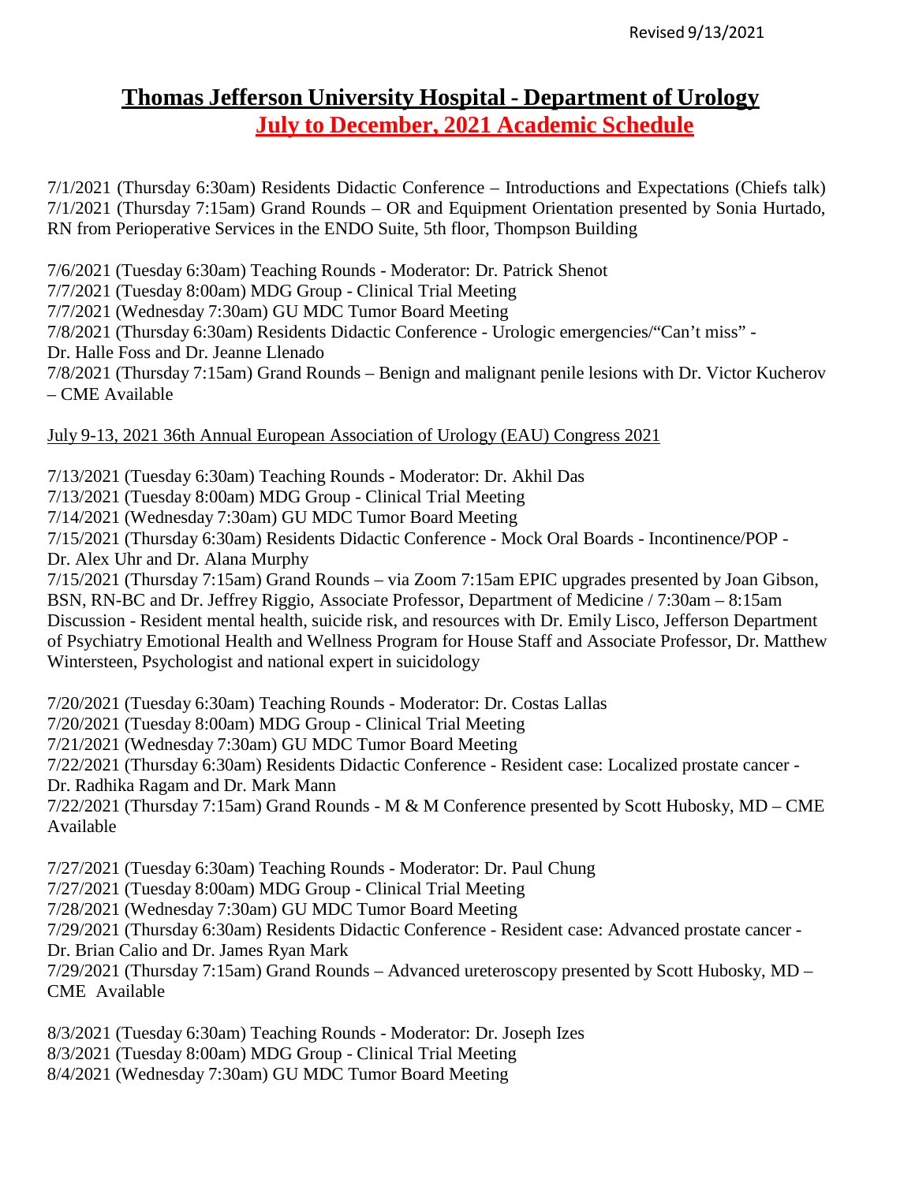Revised 9/13/2021

# Thomas Jefferson University Hospital - Department of Urology

## July to December, 2021 Academic Schedule

7/1/2021 (Thursday 6:30am) Residents Didactic Conference – Introductions and Expectations (Chiefs talk)
7/1/2021 (Thursday 7:15am) Grand Rounds – OR and Equipment Orientation presented by Sonia Hurtado, RN from Perioperative Services in the ENDO Suite, 5th floor, Thompson Building

7/6/2021 (Tuesday 6:30am) Teaching Rounds - Moderator: Dr. Patrick Shenot
7/7/2021 (Tuesday 8:00am) MDG Group - Clinical Trial Meeting
7/7/2021 (Wednesday 7:30am) GU MDC Tumor Board Meeting
7/8/2021 (Thursday 6:30am) Residents Didactic Conference - Urologic emergencies/"Can't miss" - Dr. Halle Foss and Dr. Jeanne Llenado
7/8/2021 (Thursday 7:15am) Grand Rounds – Benign and malignant penile lesions with Dr. Victor Kucherov – CME Available

July 9-13, 2021 36th Annual European Association of Urology (EAU) Congress 2021

7/13/2021 (Tuesday 6:30am) Teaching Rounds - Moderator: Dr. Akhil Das
7/13/2021 (Tuesday 8:00am) MDG Group - Clinical Trial Meeting
7/14/2021 (Wednesday 7:30am) GU MDC Tumor Board Meeting
7/15/2021 (Thursday 6:30am) Residents Didactic Conference - Mock Oral Boards - Incontinence/POP - Dr. Alex Uhr and Dr. Alana Murphy
7/15/2021 (Thursday 7:15am) Grand Rounds – via Zoom 7:15am EPIC upgrades presented by Joan Gibson, BSN, RN-BC and Dr. Jeffrey Riggio, Associate Professor, Department of Medicine / 7:30am – 8:15am Discussion - Resident mental health, suicide risk, and resources with Dr. Emily Lisco, Jefferson Department of Psychiatry Emotional Health and Wellness Program for House Staff and Associate Professor, Dr. Matthew Wintersteen, Psychologist and national expert in suicidology

7/20/2021 (Tuesday 6:30am) Teaching Rounds - Moderator: Dr. Costas Lallas
7/20/2021 (Tuesday 8:00am) MDG Group - Clinical Trial Meeting
7/21/2021 (Wednesday 7:30am) GU MDC Tumor Board Meeting
7/22/2021 (Thursday 6:30am) Residents Didactic Conference - Resident case: Localized prostate cancer - Dr. Radhika Ragam and Dr. Mark Mann
7/22/2021 (Thursday 7:15am) Grand Rounds - M & M Conference presented by Scott Hubosky, MD – CME Available

7/27/2021 (Tuesday 6:30am) Teaching Rounds - Moderator: Dr. Paul Chung
7/27/2021 (Tuesday 8:00am) MDG Group - Clinical Trial Meeting
7/28/2021 (Wednesday 7:30am) GU MDC Tumor Board Meeting
7/29/2021 (Thursday 6:30am) Residents Didactic Conference - Resident case: Advanced prostate cancer - Dr. Brian Calio and Dr. James Ryan Mark
7/29/2021 (Thursday 7:15am) Grand Rounds – Advanced ureteroscopy presented by Scott Hubosky, MD – CME Available

8/3/2021 (Tuesday 6:30am) Teaching Rounds - Moderator: Dr. Joseph Izes
8/3/2021 (Tuesday 8:00am) MDG Group - Clinical Trial Meeting
8/4/2021 (Wednesday 7:30am) GU MDC Tumor Board Meeting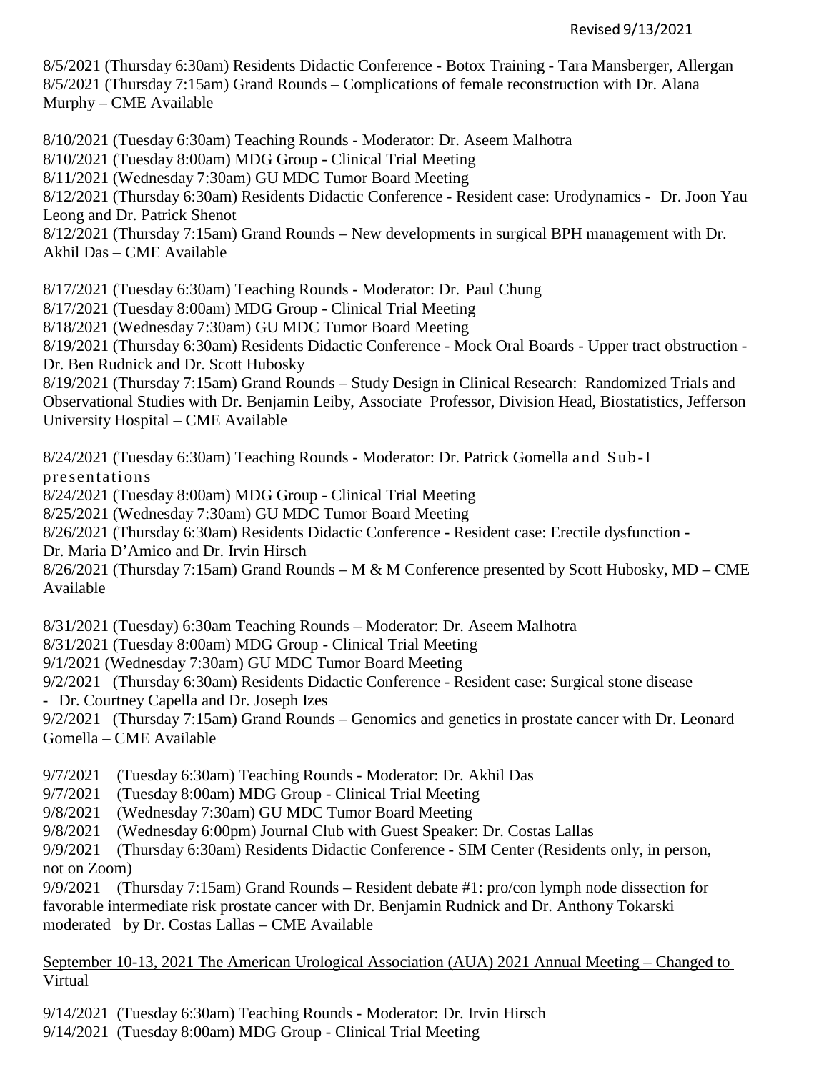Revised 9/13/2021

8/5/2021 (Thursday 6:30am) Residents Didactic Conference - Botox Training - Tara Mansberger, Allergan
8/5/2021 (Thursday 7:15am) Grand Rounds – Complications of female reconstruction with Dr. Alana Murphy – CME Available

8/10/2021 (Tuesday 6:30am) Teaching Rounds - Moderator: Dr. Aseem Malhotra
8/10/2021 (Tuesday 8:00am) MDG Group - Clinical Trial Meeting
8/11/2021 (Wednesday 7:30am) GU MDC Tumor Board Meeting
8/12/2021 (Thursday 6:30am) Residents Didactic Conference - Resident case: Urodynamics - Dr. Joon Yau Leong and Dr. Patrick Shenot
8/12/2021 (Thursday 7:15am) Grand Rounds – New developments in surgical BPH management with Dr. Akhil Das – CME Available

8/17/2021 (Tuesday 6:30am) Teaching Rounds - Moderator: Dr. Paul Chung
8/17/2021 (Tuesday 8:00am) MDG Group - Clinical Trial Meeting
8/18/2021 (Wednesday 7:30am) GU MDC Tumor Board Meeting
8/19/2021 (Thursday 6:30am) Residents Didactic Conference - Mock Oral Boards - Upper tract obstruction - Dr. Ben Rudnick and Dr. Scott Hubosky
8/19/2021 (Thursday 7:15am) Grand Rounds – Study Design in Clinical Research: Randomized Trials and Observational Studies with Dr. Benjamin Leiby, Associate Professor, Division Head, Biostatistics, Jefferson University Hospital – CME Available

8/24/2021 (Tuesday 6:30am) Teaching Rounds - Moderator: Dr. Patrick Gomella and Sub-I presentations
8/24/2021 (Tuesday 8:00am) MDG Group - Clinical Trial Meeting
8/25/2021 (Wednesday 7:30am) GU MDC Tumor Board Meeting
8/26/2021 (Thursday 6:30am) Residents Didactic Conference - Resident case: Erectile dysfunction - Dr. Maria D'Amico and Dr. Irvin Hirsch
8/26/2021 (Thursday 7:15am) Grand Rounds – M & M Conference presented by Scott Hubosky, MD – CME Available

8/31/2021 (Tuesday) 6:30am Teaching Rounds – Moderator: Dr. Aseem Malhotra
8/31/2021 (Tuesday 8:00am) MDG Group - Clinical Trial Meeting
9/1/2021 (Wednesday 7:30am) GU MDC Tumor Board Meeting
9/2/2021 (Thursday 6:30am) Residents Didactic Conference - Resident case: Surgical stone disease - Dr. Courtney Capella and Dr. Joseph Izes
9/2/2021 (Thursday 7:15am) Grand Rounds – Genomics and genetics in prostate cancer with Dr. Leonard Gomella – CME Available

9/7/2021 (Tuesday 6:30am) Teaching Rounds - Moderator: Dr. Akhil Das
9/7/2021 (Tuesday 8:00am) MDG Group - Clinical Trial Meeting
9/8/2021 (Wednesday 7:30am) GU MDC Tumor Board Meeting
9/8/2021 (Wednesday 6:00pm) Journal Club with Guest Speaker: Dr. Costas Lallas
9/9/2021 (Thursday 6:30am) Residents Didactic Conference - SIM Center (Residents only, in person, not on Zoom)
9/9/2021 (Thursday 7:15am) Grand Rounds – Resident debate #1: pro/con lymph node dissection for favorable intermediate risk prostate cancer with Dr. Benjamin Rudnick and Dr. Anthony Tokarski moderated by Dr. Costas Lallas – CME Available

<u>September 10-13, 2021 The American Urological Association (AUA) 2021 Annual Meeting – Changed to Virtual</u>

9/14/2021 (Tuesday 6:30am) Teaching Rounds - Moderator: Dr. Irvin Hirsch
9/14/2021 (Tuesday 8:00am) MDG Group - Clinical Trial Meeting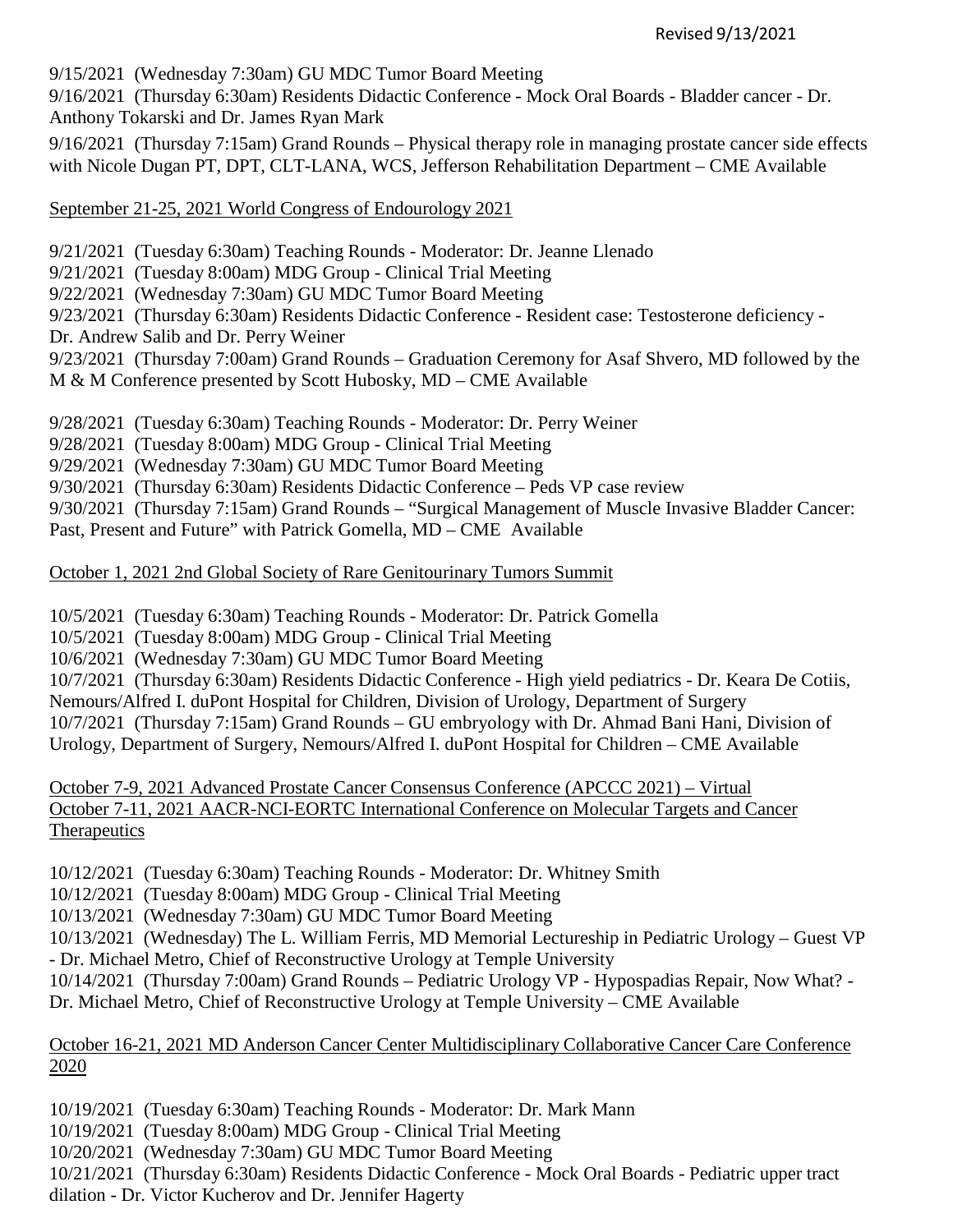Revised 9/13/2021

9/15/2021 (Wednesday 7:30am) GU MDC Tumor Board Meeting
9/16/2021 (Thursday 6:30am) Residents Didactic Conference - Mock Oral Boards - Bladder cancer - Dr. Anthony Tokarski and Dr. James Ryan Mark
9/16/2021 (Thursday 7:15am) Grand Rounds – Physical therapy role in managing prostate cancer side effects with Nicole Dugan PT, DPT, CLT-LANA, WCS, Jefferson Rehabilitation Department – CME Available

<u>September 21-25, 2021 World Congress of Endourology 2021</u>

9/21/2021 (Tuesday 6:30am) Teaching Rounds - Moderator: Dr. Jeanne Llenado
9/21/2021 (Tuesday 8:00am) MDG Group - Clinical Trial Meeting
9/22/2021 (Wednesday 7:30am) GU MDC Tumor Board Meeting
9/23/2021 (Thursday 6:30am) Residents Didactic Conference - Resident case: Testosterone deficiency - Dr. Andrew Salib and Dr. Perry Weiner
9/23/2021 (Thursday 7:00am) Grand Rounds – Graduation Ceremony for Asaf Shvero, MD followed by the M & M Conference presented by Scott Hubosky, MD – CME Available

9/28/2021 (Tuesday 6:30am) Teaching Rounds - Moderator: Dr. Perry Weiner
9/28/2021 (Tuesday 8:00am) MDG Group - Clinical Trial Meeting
9/29/2021 (Wednesday 7:30am) GU MDC Tumor Board Meeting
9/30/2021 (Thursday 6:30am) Residents Didactic Conference – Peds VP case review
9/30/2021 (Thursday 7:15am) Grand Rounds – "Surgical Management of Muscle Invasive Bladder Cancer: Past, Present and Future" with Patrick Gomella, MD – CME Available

<u>October 1, 2021 2nd Global Society of Rare Genitourinary Tumors Summit</u>

10/5/2021 (Tuesday 6:30am) Teaching Rounds - Moderator: Dr. Patrick Gomella
10/5/2021 (Tuesday 8:00am) MDG Group - Clinical Trial Meeting
10/6/2021 (Wednesday 7:30am) GU MDC Tumor Board Meeting
10/7/2021 (Thursday 6:30am) Residents Didactic Conference - High yield pediatrics - Dr. Keara De Cotiis, Nemours/Alfred I. duPont Hospital for Children, Division of Urology, Department of Surgery
10/7/2021 (Thursday 7:15am) Grand Rounds – GU embryology with Dr. Ahmad Bani Hani, Division of Urology, Department of Surgery, Nemours/Alfred I. duPont Hospital for Children – CME Available

<u>October 7-9, 2021 Advanced Prostate Cancer Consensus Conference (APCCC 2021) – Virtual</u>
<u>October 7-11, 2021 AACR-NCI-EORTC International Conference on Molecular Targets and Cancer Therapeutics</u>

10/12/2021 (Tuesday 6:30am) Teaching Rounds - Moderator: Dr. Whitney Smith
10/12/2021 (Tuesday 8:00am) MDG Group - Clinical Trial Meeting
10/13/2021 (Wednesday 7:30am) GU MDC Tumor Board Meeting
10/13/2021 (Wednesday) The L. William Ferris, MD Memorial Lectureship in Pediatric Urology – Guest VP - Dr. Michael Metro, Chief of Reconstructive Urology at Temple University
10/14/2021 (Thursday 7:00am) Grand Rounds – Pediatric Urology VP - Hypospadias Repair, Now What? - Dr. Michael Metro, Chief of Reconstructive Urology at Temple University – CME Available

<u>October 16-21, 2021 MD Anderson Cancer Center Multidisciplinary Collaborative Cancer Care Conference 2020</u>

10/19/2021 (Tuesday 6:30am) Teaching Rounds - Moderator: Dr. Mark Mann
10/19/2021 (Tuesday 8:00am) MDG Group - Clinical Trial Meeting
10/20/2021 (Wednesday 7:30am) GU MDC Tumor Board Meeting
10/21/2021 (Thursday 6:30am) Residents Didactic Conference - Mock Oral Boards - Pediatric upper tract dilation - Dr. Victor Kucherov and Dr. Jennifer Hagerty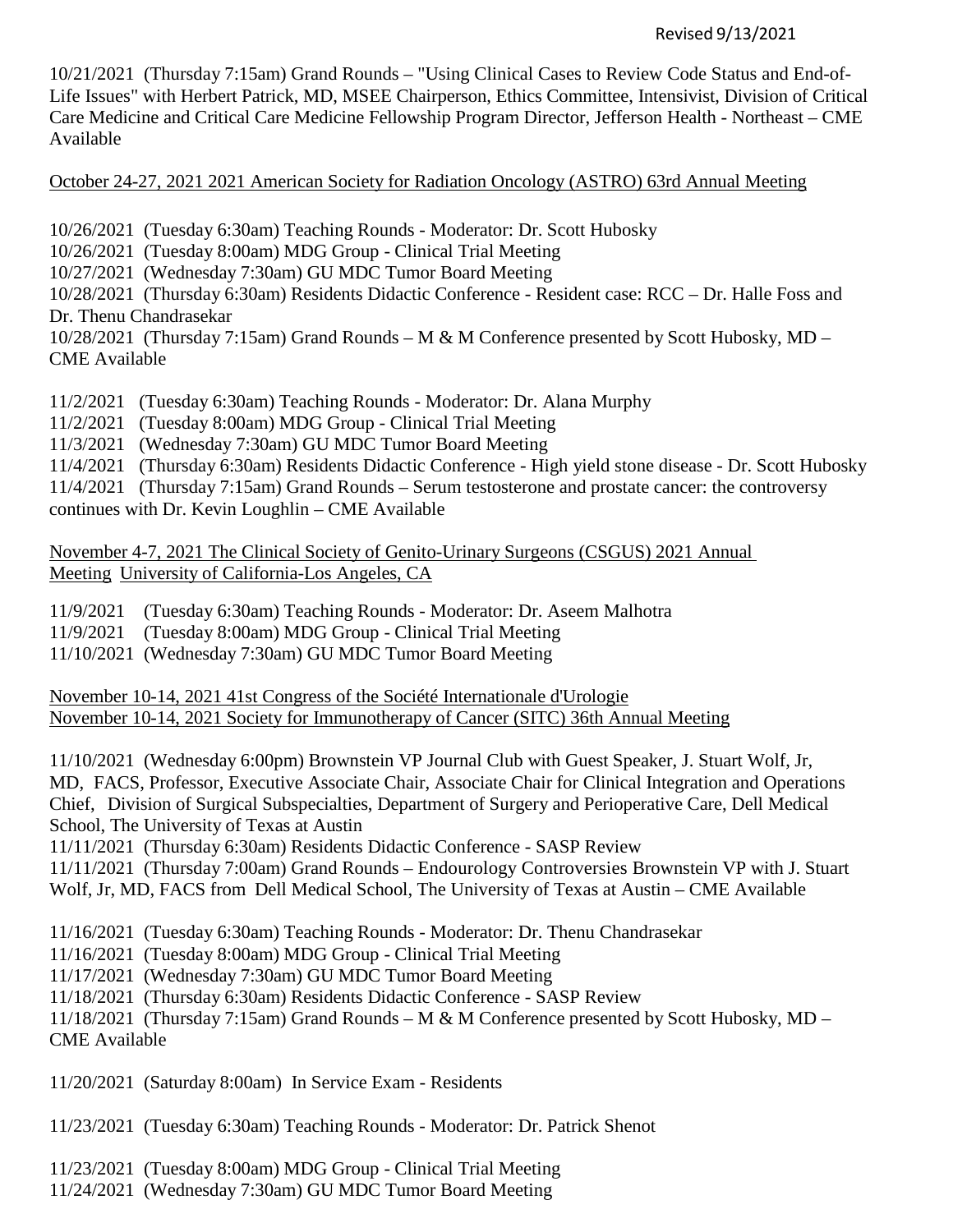Revised 9/13/2021

10/21/2021 (Thursday 7:15am) Grand Rounds – "Using Clinical Cases to Review Code Status and End-of-Life Issues" with Herbert Patrick, MD, MSEE Chairperson, Ethics Committee, Intensivist, Division of Critical Care Medicine and Critical Care Medicine Fellowship Program Director, Jefferson Health - Northeast – CME Available

<u>October 24-27, 2021 2021 American Society for Radiation Oncology (ASTRO) 63rd Annual Meeting</u>

10/26/2021 (Tuesday 6:30am) Teaching Rounds - Moderator: Dr. Scott Hubosky
10/26/2021 (Tuesday 8:00am) MDG Group - Clinical Trial Meeting
10/27/2021 (Wednesday 7:30am) GU MDC Tumor Board Meeting
10/28/2021 (Thursday 6:30am) Residents Didactic Conference - Resident case: RCC – Dr. Halle Foss and Dr. Thenu Chandrasekar
10/28/2021 (Thursday 7:15am) Grand Rounds – M & M Conference presented by Scott Hubosky, MD – CME Available

11/2/2021 (Tuesday 6:30am) Teaching Rounds - Moderator: Dr. Alana Murphy
11/2/2021 (Tuesday 8:00am) MDG Group - Clinical Trial Meeting
11/3/2021 (Wednesday 7:30am) GU MDC Tumor Board Meeting
11/4/2021 (Thursday 6:30am) Residents Didactic Conference - High yield stone disease - Dr. Scott Hubosky
11/4/2021 (Thursday 7:15am) Grand Rounds – Serum testosterone and prostate cancer: the controversy continues with Dr. Kevin Loughlin – CME Available

<u>November 4-7, 2021 The Clinical Society of Genito-Urinary Surgeons (CSGUS) 2021 Annual Meeting University of California-Los Angeles, CA</u>

11/9/2021 (Tuesday 6:30am) Teaching Rounds - Moderator: Dr. Aseem Malhotra
11/9/2021 (Tuesday 8:00am) MDG Group - Clinical Trial Meeting
11/10/2021 (Wednesday 7:30am) GU MDC Tumor Board Meeting

<u>November 10-14, 2021 41st Congress of the Société Internationale d'Urologie</u>
<u>November 10-14, 2021 Society for Immunotherapy of Cancer (SITC) 36th Annual Meeting</u>

11/10/2021 (Wednesday 6:00pm) Brownstein VP Journal Club with Guest Speaker, J. Stuart Wolf, Jr, MD, FACS, Professor, Executive Associate Chair, Associate Chair for Clinical Integration and Operations Chief, Division of Surgical Subspecialties, Department of Surgery and Perioperative Care, Dell Medical School, The University of Texas at Austin
11/11/2021 (Thursday 6:30am) Residents Didactic Conference - SASP Review
11/11/2021 (Thursday 7:00am) Grand Rounds – Endourology Controversies Brownstein VP with J. Stuart Wolf, Jr, MD, FACS from Dell Medical School, The University of Texas at Austin – CME Available

11/16/2021 (Tuesday 6:30am) Teaching Rounds - Moderator: Dr. Thenu Chandrasekar
11/16/2021 (Tuesday 8:00am) MDG Group - Clinical Trial Meeting
11/17/2021 (Wednesday 7:30am) GU MDC Tumor Board Meeting
11/18/2021 (Thursday 6:30am) Residents Didactic Conference - SASP Review
11/18/2021 (Thursday 7:15am) Grand Rounds – M & M Conference presented by Scott Hubosky, MD – CME Available

11/20/2021 (Saturday 8:00am) In Service Exam - Residents

11/23/2021 (Tuesday 6:30am) Teaching Rounds - Moderator: Dr. Patrick Shenot

11/23/2021 (Tuesday 8:00am) MDG Group - Clinical Trial Meeting
11/24/2021 (Wednesday 7:30am) GU MDC Tumor Board Meeting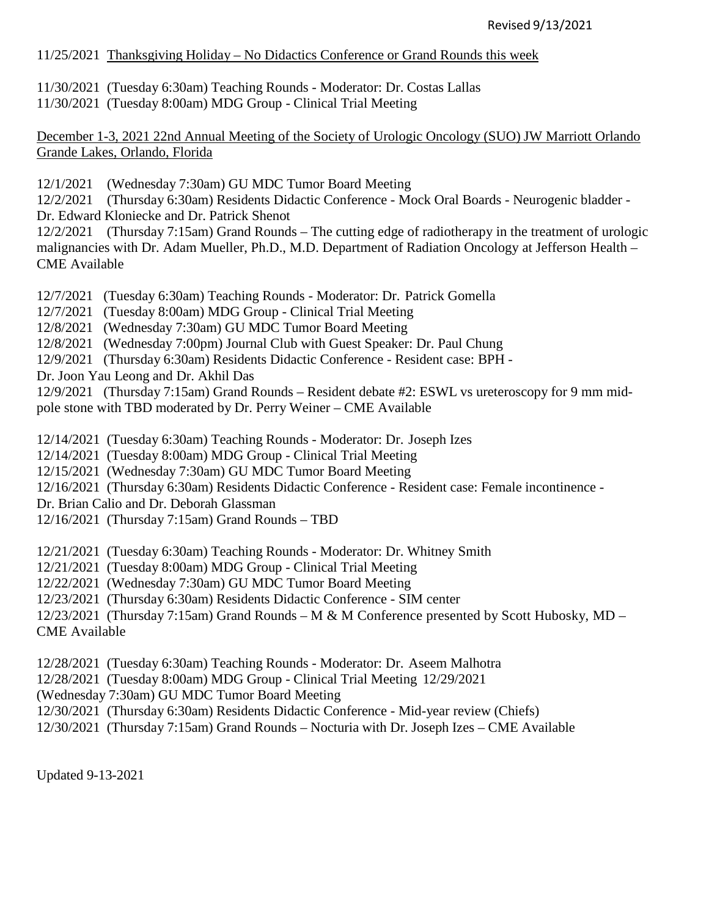Revised 9/13/2021

11/25/2021 Thanksgiving Holiday – No Didactics Conference or Grand Rounds this week

11/30/2021 (Tuesday 6:30am) Teaching Rounds - Moderator: Dr. Costas Lallas
11/30/2021 (Tuesday 8:00am) MDG Group - Clinical Trial Meeting

December 1-3, 2021 22nd Annual Meeting of the Society of Urologic Oncology (SUO) JW Marriott Orlando Grande Lakes, Orlando, Florida

12/1/2021 (Wednesday 7:30am) GU MDC Tumor Board Meeting
12/2/2021 (Thursday 6:30am) Residents Didactic Conference - Mock Oral Boards - Neurogenic bladder - Dr. Edward Kloniecke and Dr. Patrick Shenot
12/2/2021 (Thursday 7:15am) Grand Rounds – The cutting edge of radiotherapy in the treatment of urologic malignancies with Dr. Adam Mueller, Ph.D., M.D. Department of Radiation Oncology at Jefferson Health – CME Available

12/7/2021 (Tuesday 6:30am) Teaching Rounds - Moderator: Dr. Patrick Gomella
12/7/2021 (Tuesday 8:00am) MDG Group - Clinical Trial Meeting
12/8/2021 (Wednesday 7:30am) GU MDC Tumor Board Meeting
12/8/2021 (Wednesday 7:00pm) Journal Club with Guest Speaker: Dr. Paul Chung
12/9/2021 (Thursday 6:30am) Residents Didactic Conference - Resident case: BPH - Dr. Joon Yau Leong and Dr. Akhil Das
12/9/2021 (Thursday 7:15am) Grand Rounds – Resident debate #2: ESWL vs ureteroscopy for 9 mm mid-pole stone with TBD moderated by Dr. Perry Weiner – CME Available

12/14/2021 (Tuesday 6:30am) Teaching Rounds - Moderator: Dr. Joseph Izes
12/14/2021 (Tuesday 8:00am) MDG Group - Clinical Trial Meeting
12/15/2021 (Wednesday 7:30am) GU MDC Tumor Board Meeting
12/16/2021 (Thursday 6:30am) Residents Didactic Conference - Resident case: Female incontinence - Dr. Brian Calio and Dr. Deborah Glassman
12/16/2021 (Thursday 7:15am) Grand Rounds – TBD

12/21/2021 (Tuesday 6:30am) Teaching Rounds - Moderator: Dr. Whitney Smith
12/21/2021 (Tuesday 8:00am) MDG Group - Clinical Trial Meeting
12/22/2021 (Wednesday 7:30am) GU MDC Tumor Board Meeting
12/23/2021 (Thursday 6:30am) Residents Didactic Conference - SIM center
12/23/2021 (Thursday 7:15am) Grand Rounds – M & M Conference presented by Scott Hubosky, MD – CME Available

12/28/2021 (Tuesday 6:30am) Teaching Rounds - Moderator: Dr. Aseem Malhotra
12/28/2021 (Tuesday 8:00am) MDG Group - Clinical Trial Meeting
12/29/2021 (Wednesday 7:30am) GU MDC Tumor Board Meeting
12/30/2021 (Thursday 6:30am) Residents Didactic Conference - Mid-year review (Chiefs)
12/30/2021 (Thursday 7:15am) Grand Rounds – Nocturia with Dr. Joseph Izes – CME Available

Updated 9-13-2021